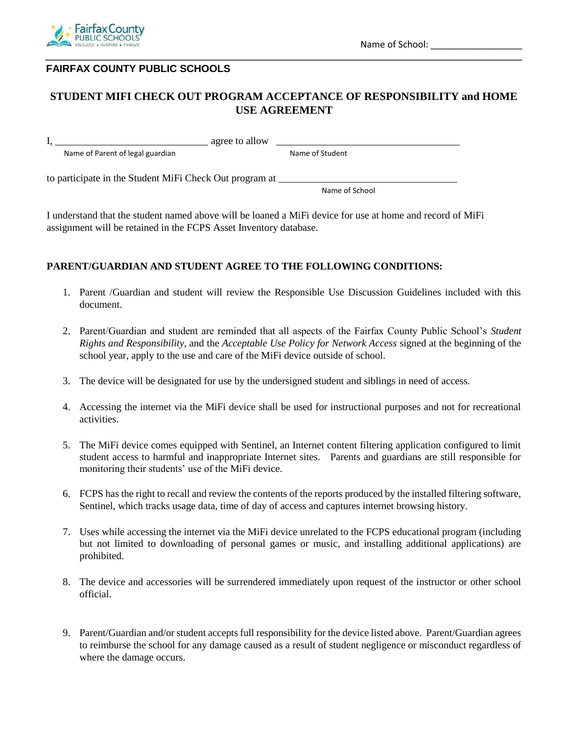Name of School: \_\_\_\_\_\_\_\_\_\_\_\_\_\_\_\_\_\_

**FAIRFAX COUNTY PUBLIC SCHOOLS**

## STUDENT MIFI CHECK OUT PROGRAM ACCEPTANCE OF RESPONSIBILITY and HOME USE AGREEMENT

I, \_\_\_\_\_\_\_\_\_\_\_\_\_\_\_\_\_\_\_\_\_\_\_\_\_\_\_\_\_\_ agree to allow \_\_\_\_\_\_\_\_\_\_\_\_\_\_\_\_\_\_\_\_\_\_\_\_\_\_\_\_\_\_\_\_\_\_\_\_
Name of Parent of legal guardian Name of Student

to participate in the Student MiFi Check Out program at \_\_\_\_\_\_\_\_\_\_\_\_\_\_\_\_\_\_\_\_\_\_\_\_\_\_\_\_\_\_\_\_\_\_\_
Name of School

I understand that the student named above will be loaned a MiFi device for use at home and record of MiFi assignment will be retained in the FCPS Asset Inventory database.

**PARENT/GUARDIAN AND STUDENT AGREE TO THE FOLLOWING CONDITIONS:**

1. Parent /Guardian and student will review the Responsible Use Discussion Guidelines included with this document.
2. Parent/Guardian and student are reminded that all aspects of the Fairfax County Public School's *Student Rights and Responsibility*, and the *Acceptable Use Policy for Network Access* signed at the beginning of the school year, apply to the use and care of the MiFi device outside of school.
3. The device will be designated for use by the undersigned student and siblings in need of access.
4. Accessing the internet via the MiFi device shall be used for instructional purposes and not for recreational activities.
5. The MiFi device comes equipped with Sentinel, an Internet content filtering application configured to limit student access to harmful and inappropriate Internet sites. Parents and guardians are still responsible for monitoring their students' use of the MiFi device.
6. FCPS has the right to recall and review the contents of the reports produced by the installed filtering software, Sentinel, which tracks usage data, time of day of access and captures internet browsing history.
7. Uses while accessing the internet via the MiFi device unrelated to the FCPS educational program (including but not limited to downloading of personal games or music, and installing additional applications) are prohibited.
8. The device and accessories will be surrendered immediately upon request of the instructor or other school official.
9. Parent/Guardian and/or student accepts full responsibility for the device listed above. Parent/Guardian agrees to reimburse the school for any damage caused as a result of student negligence or misconduct regardless of where the damage occurs.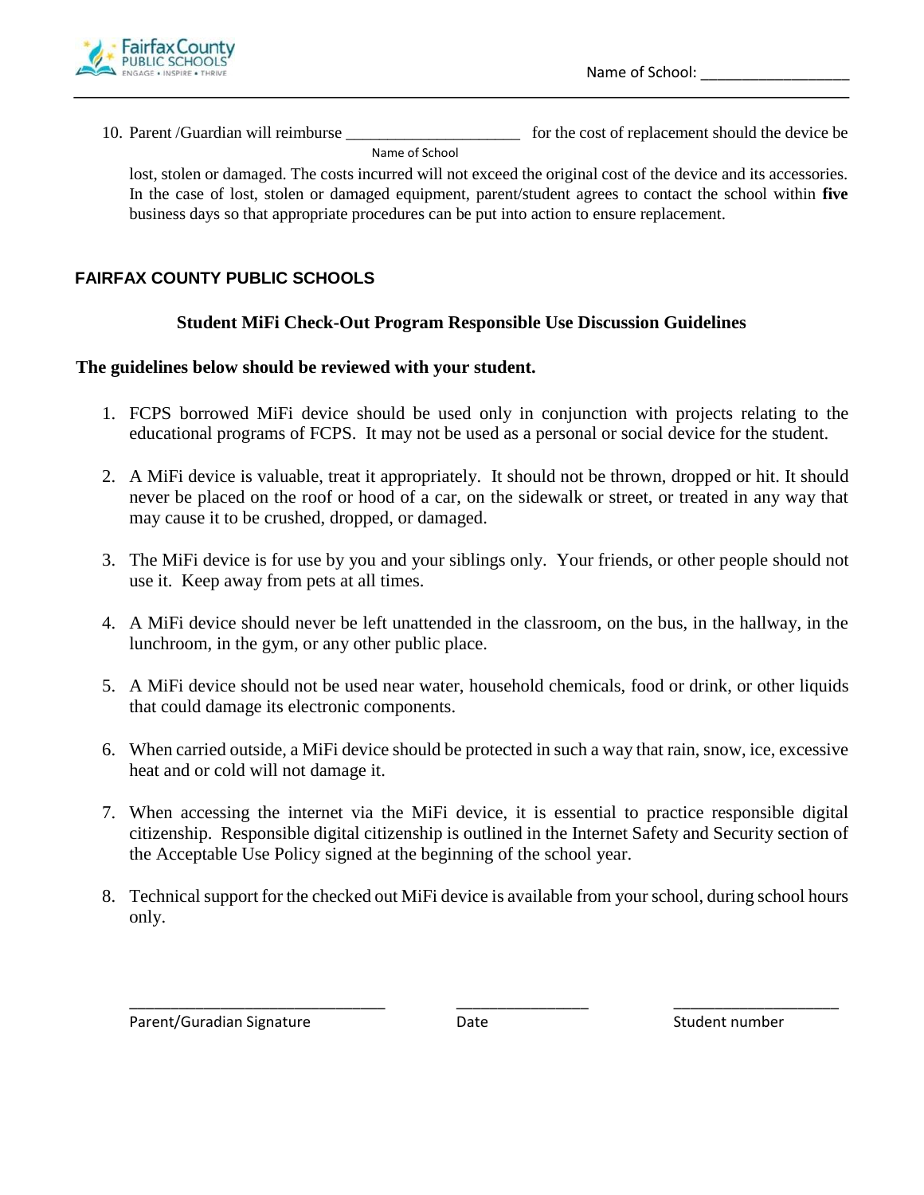Name of School: ___________________

10. Parent /Guardian will reimburse _____________________ for the cost of replacement should the device be lost, stolen or damaged. The costs incurred will not exceed the original cost of the device and its accessories. In the case of lost, stolen or damaged equipment, parent/student agrees to contact the school within **five** business days so that appropriate procedures can be put into action to ensure replacement.

    Name of School

**FAIRFAX COUNTY PUBLIC SCHOOLS**

**Student MiFi Check-Out Program Responsible Use Discussion Guidelines**

**The guidelines below should be reviewed with your student.**

1. FCPS borrowed MiFi device should be used only in conjunction with projects relating to the educational programs of FCPS. It may not be used as a personal or social device for the student.
2. A MiFi device is valuable, treat it appropriately. It should not be thrown, dropped or hit. It should never be placed on the roof or hood of a car, on the sidewalk or street, or treated in any way that may cause it to be crushed, dropped, or damaged.
3. The MiFi device is for use by you and your siblings only. Your friends, or other people should not use it. Keep away from pets at all times.
4. A MiFi device should never be left unattended in the classroom, on the bus, in the hallway, in the lunchroom, in the gym, or any other public place.
5. A MiFi device should not be used near water, household chemicals, food or drink, or other liquids that could damage its electronic components.
6. When carried outside, a MiFi device should be protected in such a way that rain, snow, ice, excessive heat and or cold will not damage it.
7. When accessing the internet via the MiFi device, it is essential to practice responsible digital citizenship. Responsible digital citizenship is outlined in the Internet Safety and Security section of the Acceptable Use Policy signed at the beginning of the school year.
8. Technical support for the checked out MiFi device is available from your school, during school hours only.

_______________________________ Parent/Guradian Signature

________________ Date

____________________ Student number